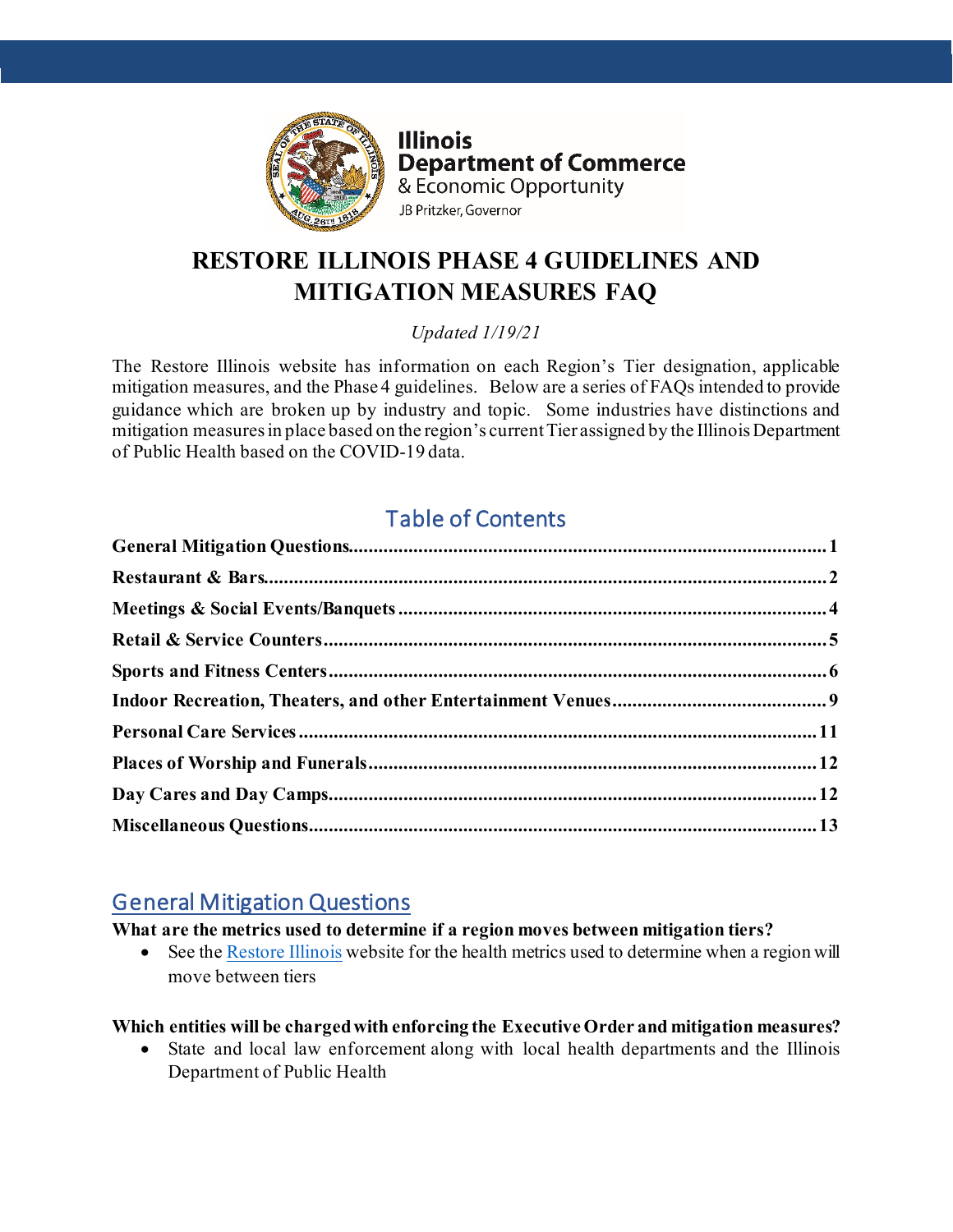Illinois
Department of Commerce
& Economic Opportunity
JB Pritzker, Governor

# RESTORE ILLINOIS PHASE 4 GUIDELINES AND MITIGATION MEASURES FAQ

*Updated 1/19/21*

The Restore Illinois website has information on each Region's Tier designation, applicable mitigation measures, and the Phase 4 guidelines. Below are a series of FAQs intended to provide guidance which are broken up by industry and topic. Some industries have distinctions and mitigation measures in place based on the region's current Tier assigned by the Illinois Department of Public Health based on the COVID-19 data.

## Table of Contents

**General Mitigation Questions** ........ 1
**Restaurant & Bars** ........ 2
**Meetings & Social Events/Banquets** ........ 4
**Retail & Service Counters** ........ 5
**Sports and Fitness Centers** ........ 6
**Indoor Recreation, Theaters, and other Entertainment Venues** ........ 9
**Personal Care Services** ........ 11
**Places of Worship and Funerals** ........ 12
**Day Cares and Day Camps** ........ 12
**Miscellaneous Questions** ........ 13

## General Mitigation Questions

**What are the metrics used to determine if a region moves between mitigation tiers?**

- See the Restore Illinois website for the health metrics used to determine when a region will move between tiers

**Which entities will be charged with enforcing the Executive Order and mitigation measures?**

- State and local law enforcement along with local health departments and the Illinois Department of Public Health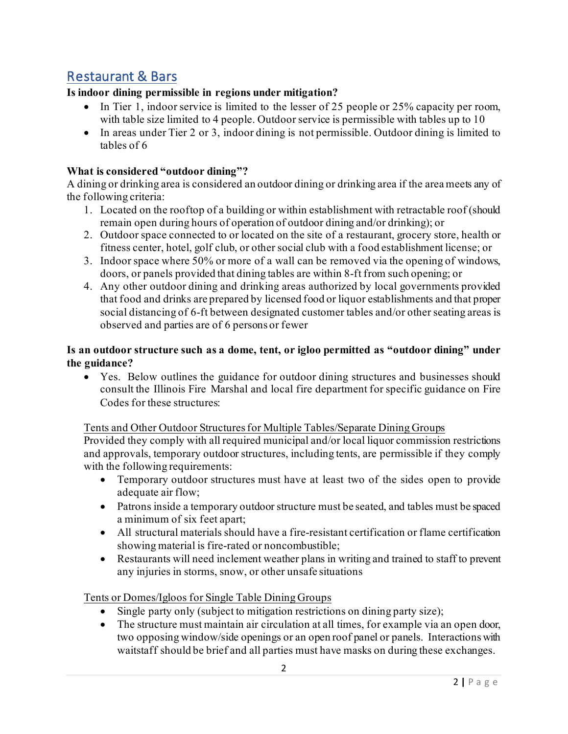## Restaurant & Bars

**Is indoor dining permissible in regions under mitigation?**

- In Tier 1, indoor service is limited to the lesser of 25 people or 25% capacity per room, with table size limited to 4 people. Outdoor service is permissible with tables up to 10
- In areas under Tier 2 or 3, indoor dining is not permissible. Outdoor dining is limited to tables of 6

**What is considered "outdoor dining"?**

A dining or drinking area is considered an outdoor dining or drinking area if the area meets any of the following criteria:

1. Located on the rooftop of a building or within establishment with retractable roof (should remain open during hours of operation of outdoor dining and/or drinking); or
2. Outdoor space connected to or located on the site of a restaurant, grocery store, health or fitness center, hotel, golf club, or other social club with a food establishment license; or
3. Indoor space where 50% or more of a wall can be removed via the opening of windows, doors, or panels provided that dining tables are within 8-ft from such opening; or
4. Any other outdoor dining and drinking areas authorized by local governments provided that food and drinks are prepared by licensed food or liquor establishments and that proper social distancing of 6-ft between designated customer tables and/or other seating areas is observed and parties are of 6 persons or fewer

**Is an outdoor structure such as a dome, tent, or igloo permitted as "outdoor dining" under the guidance?**

- Yes. Below outlines the guidance for outdoor dining structures and businesses should consult the Illinois Fire Marshal and local fire department for specific guidance on Fire Codes for these structures:

<u>Tents and Other Outdoor Structures for Multiple Tables/Separate Dining Groups</u>

Provided they comply with all required municipal and/or local liquor commission restrictions and approvals, temporary outdoor structures, including tents, are permissible if they comply with the following requirements:

- Temporary outdoor structures must have at least two of the sides open to provide adequate air flow;
- Patrons inside a temporary outdoor structure must be seated, and tables must be spaced a minimum of six feet apart;
- All structural materials should have a fire-resistant certification or flame certification showing material is fire-rated or noncombustible;
- Restaurants will need inclement weather plans in writing and trained to staff to prevent any injuries in storms, snow, or other unsafe situations

<u>Tents or Domes/Igloos for Single Table Dining Groups</u>

- Single party only (subject to mitigation restrictions on dining party size);
- The structure must maintain air circulation at all times, for example via an open door, two opposing window/side openings or an open roof panel or panels. Interactions with waitstaff should be brief and all parties must have masks on during these exchanges.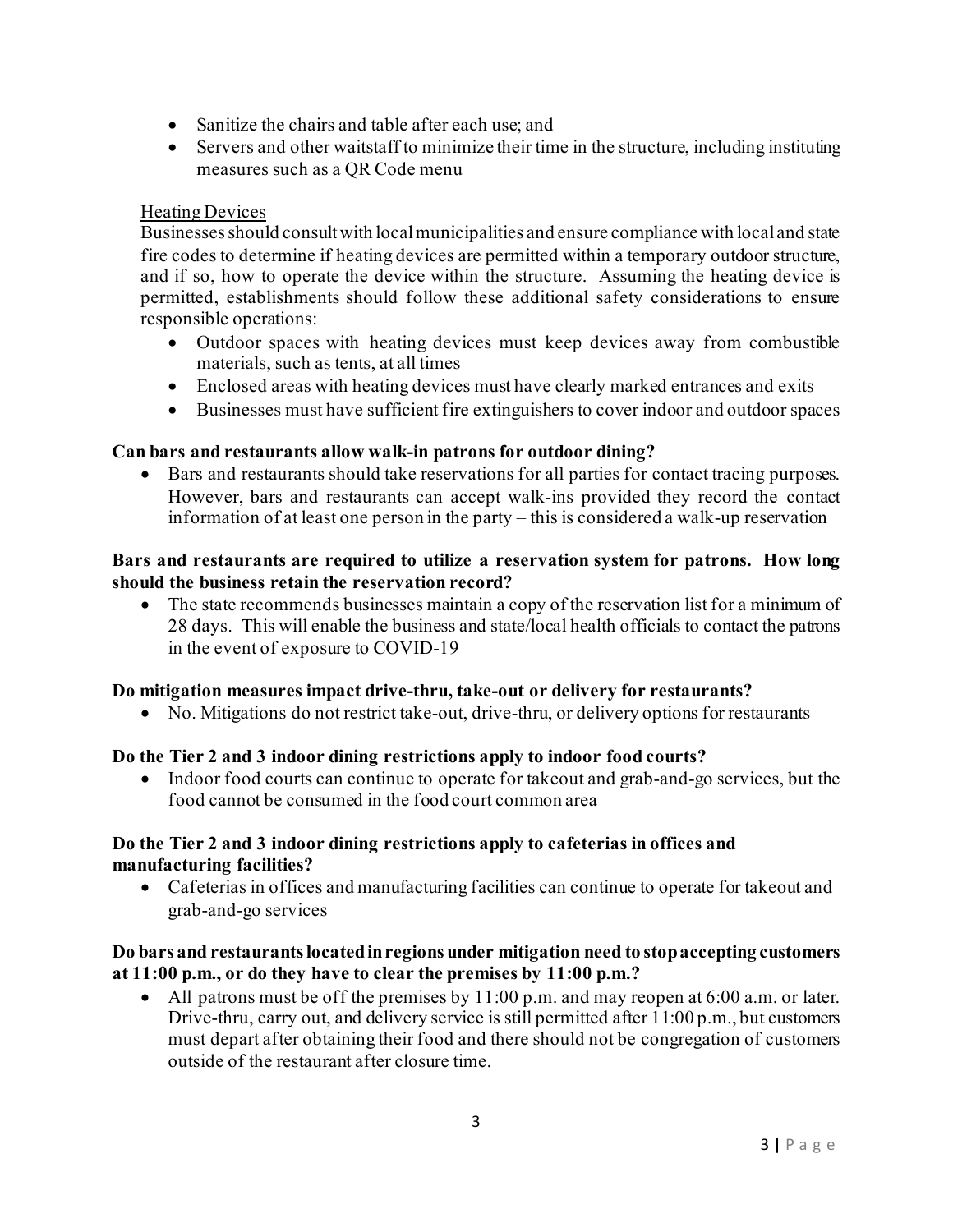- Sanitize the chairs and table after each use; and
- Servers and other waitstaff to minimize their time in the structure, including instituting measures such as a QR Code menu

<u>Heating Devices</u>

Businesses should consult with local municipalities and ensure compliance with local and state fire codes to determine if heating devices are permitted within a temporary outdoor structure, and if so, how to operate the device within the structure. Assuming the heating device is permitted, establishments should follow these additional safety considerations to ensure responsible operations:

- Outdoor spaces with heating devices must keep devices away from combustible materials, such as tents, at all times
- Enclosed areas with heating devices must have clearly marked entrances and exits
- Businesses must have sufficient fire extinguishers to cover indoor and outdoor spaces

**Can bars and restaurants allow walk-in patrons for outdoor dining?**

- Bars and restaurants should take reservations for all parties for contact tracing purposes. However, bars and restaurants can accept walk-ins provided they record the contact information of at least one person in the party – this is considered a walk-up reservation

**Bars and restaurants are required to utilize a reservation system for patrons. How long should the business retain the reservation record?**

- The state recommends businesses maintain a copy of the reservation list for a minimum of 28 days. This will enable the business and state/local health officials to contact the patrons in the event of exposure to COVID-19

**Do mitigation measures impact drive-thru, take-out or delivery for restaurants?**

- No. Mitigations do not restrict take-out, drive-thru, or delivery options for restaurants

**Do the Tier 2 and 3 indoor dining restrictions apply to indoor food courts?**

- Indoor food courts can continue to operate for takeout and grab-and-go services, but the food cannot be consumed in the food court common area

**Do the Tier 2 and 3 indoor dining restrictions apply to cafeterias in offices and manufacturing facilities?**

- Cafeterias in offices and manufacturing facilities can continue to operate for takeout and grab-and-go services

**Do bars and restaurants located in regions under mitigation need to stop accepting customers at 11:00 p.m., or do they have to clear the premises by 11:00 p.m.?**

- All patrons must be off the premises by 11:00 p.m. and may reopen at 6:00 a.m. or later. Drive-thru, carry out, and delivery service is still permitted after 11:00 p.m., but customers must depart after obtaining their food and there should not be congregation of customers outside of the restaurant after closure time.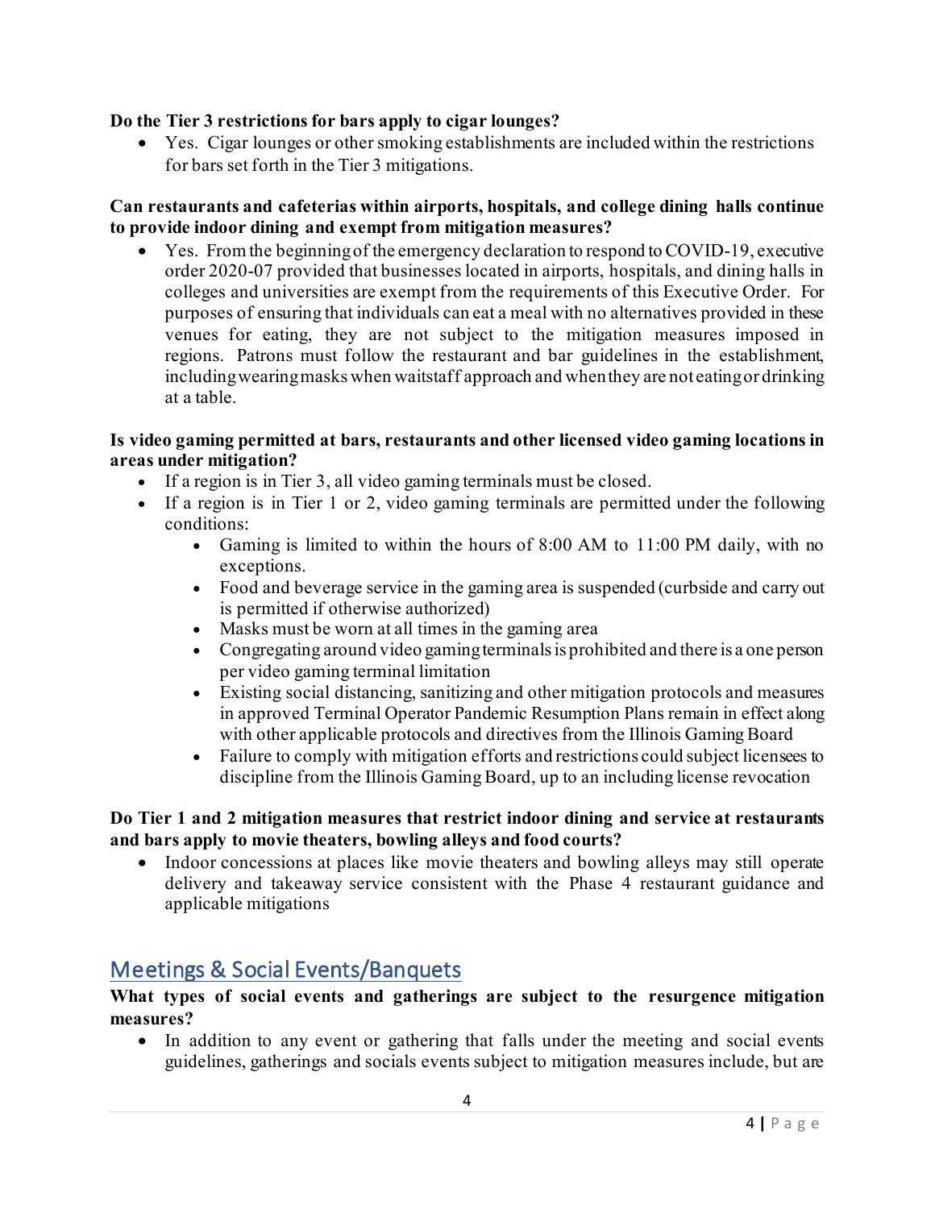**Do the Tier 3 restrictions for bars apply to cigar lounges?**

- Yes. Cigar lounges or other smoking establishments are included within the restrictions for bars set forth in the Tier 3 mitigations.

**Can restaurants and cafeterias within airports, hospitals, and college dining halls continue to provide indoor dining and exempt from mitigation measures?**

- Yes. From the beginning of the emergency declaration to respond to COVID-19, executive order 2020-07 provided that businesses located in airports, hospitals, and dining halls in colleges and universities are exempt from the requirements of this Executive Order. For purposes of ensuring that individuals can eat a meal with no alternatives provided in these venues for eating, they are not subject to the mitigation measures imposed in regions. Patrons must follow the restaurant and bar guidelines in the establishment, including wearing masks when waitstaff approach and when they are not eating or drinking at a table.

**Is video gaming permitted at bars, restaurants and other licensed video gaming locations in areas under mitigation?**

- If a region is in Tier 3, all video gaming terminals must be closed.
- If a region is in Tier 1 or 2, video gaming terminals are permitted under the following conditions:
  - Gaming is limited to within the hours of 8:00 AM to 11:00 PM daily, with no exceptions.
  - Food and beverage service in the gaming area is suspended (curbside and carry out is permitted if otherwise authorized)
  - Masks must be worn at all times in the gaming area
  - Congregating around video gaming terminals is prohibited and there is a one person per video gaming terminal limitation
  - Existing social distancing, sanitizing and other mitigation protocols and measures in approved Terminal Operator Pandemic Resumption Plans remain in effect along with other applicable protocols and directives from the Illinois Gaming Board
  - Failure to comply with mitigation efforts and restrictions could subject licensees to discipline from the Illinois Gaming Board, up to an including license revocation

**Do Tier 1 and 2 mitigation measures that restrict indoor dining and service at restaurants and bars apply to movie theaters, bowling alleys and food courts?**

- Indoor concessions at places like movie theaters and bowling alleys may still operate delivery and takeaway service consistent with the Phase 4 restaurant guidance and applicable mitigations

## Meetings & Social Events/Banquets

**What types of social events and gatherings are subject to the resurgence mitigation measures?**

- In addition to any event or gathering that falls under the meeting and social events guidelines, gatherings and socials events subject to mitigation measures include, but are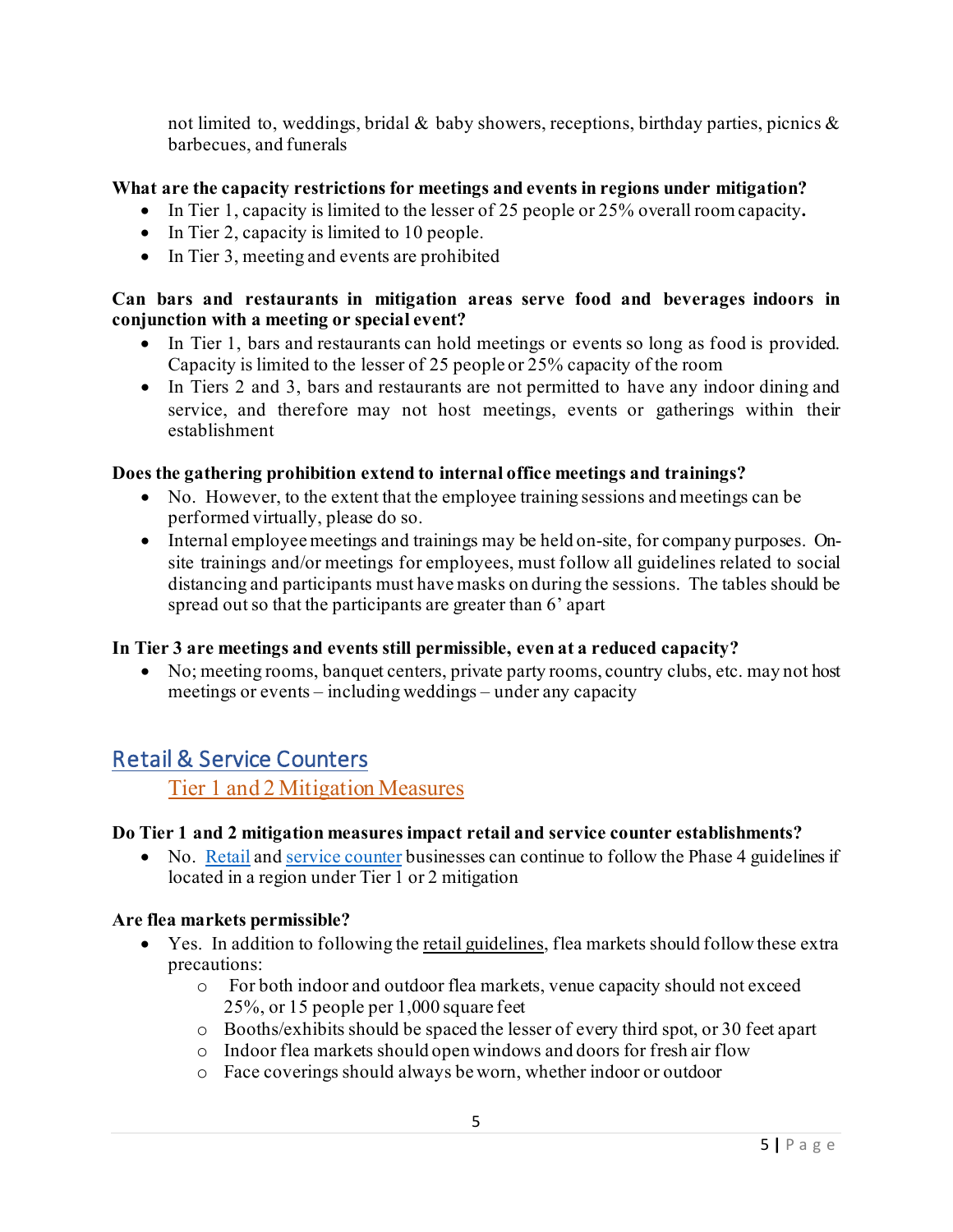not limited to, weddings, bridal & baby showers, receptions, birthday parties, picnics & barbecues, and funerals

**What are the capacity restrictions for meetings and events in regions under mitigation?**

- In Tier 1, capacity is limited to the lesser of 25 people or 25% overall room capacity**.**
- In Tier 2, capacity is limited to 10 people.
- In Tier 3, meeting and events are prohibited

**Can bars and restaurants in mitigation areas serve food and beverages indoors in conjunction with a meeting or special event?**

- In Tier 1, bars and restaurants can hold meetings or events so long as food is provided. Capacity is limited to the lesser of 25 people or 25% capacity of the room
- In Tiers 2 and 3, bars and restaurants are not permitted to have any indoor dining and service, and therefore may not host meetings, events or gatherings within their establishment

**Does the gathering prohibition extend to internal office meetings and trainings?**

- No. However, to the extent that the employee training sessions and meetings can be performed virtually, please do so.
- Internal employee meetings and trainings may be held on-site, for company purposes. On-site trainings and/or meetings for employees, must follow all guidelines related to social distancing and participants must have masks on during the sessions. The tables should be spread out so that the participants are greater than 6' apart

**In Tier 3 are meetings and events still permissible, even at a reduced capacity?**

- No; meeting rooms, banquet centers, private party rooms, country clubs, etc. may not host meetings or events – including weddings – under any capacity

## Retail & Service Counters

### Tier 1 and 2 Mitigation Measures

**Do Tier 1 and 2 mitigation measures impact retail and service counter establishments?**

- No. Retail and service counter businesses can continue to follow the Phase 4 guidelines if located in a region under Tier 1 or 2 mitigation

**Are flea markets permissible?**

- Yes. In addition to following the retail guidelines, flea markets should follow these extra precautions:
  - For both indoor and outdoor flea markets, venue capacity should not exceed 25%, or 15 people per 1,000 square feet
  - Booths/exhibits should be spaced the lesser of every third spot, or 30 feet apart
  - Indoor flea markets should open windows and doors for fresh air flow
  - Face coverings should always be worn, whether indoor or outdoor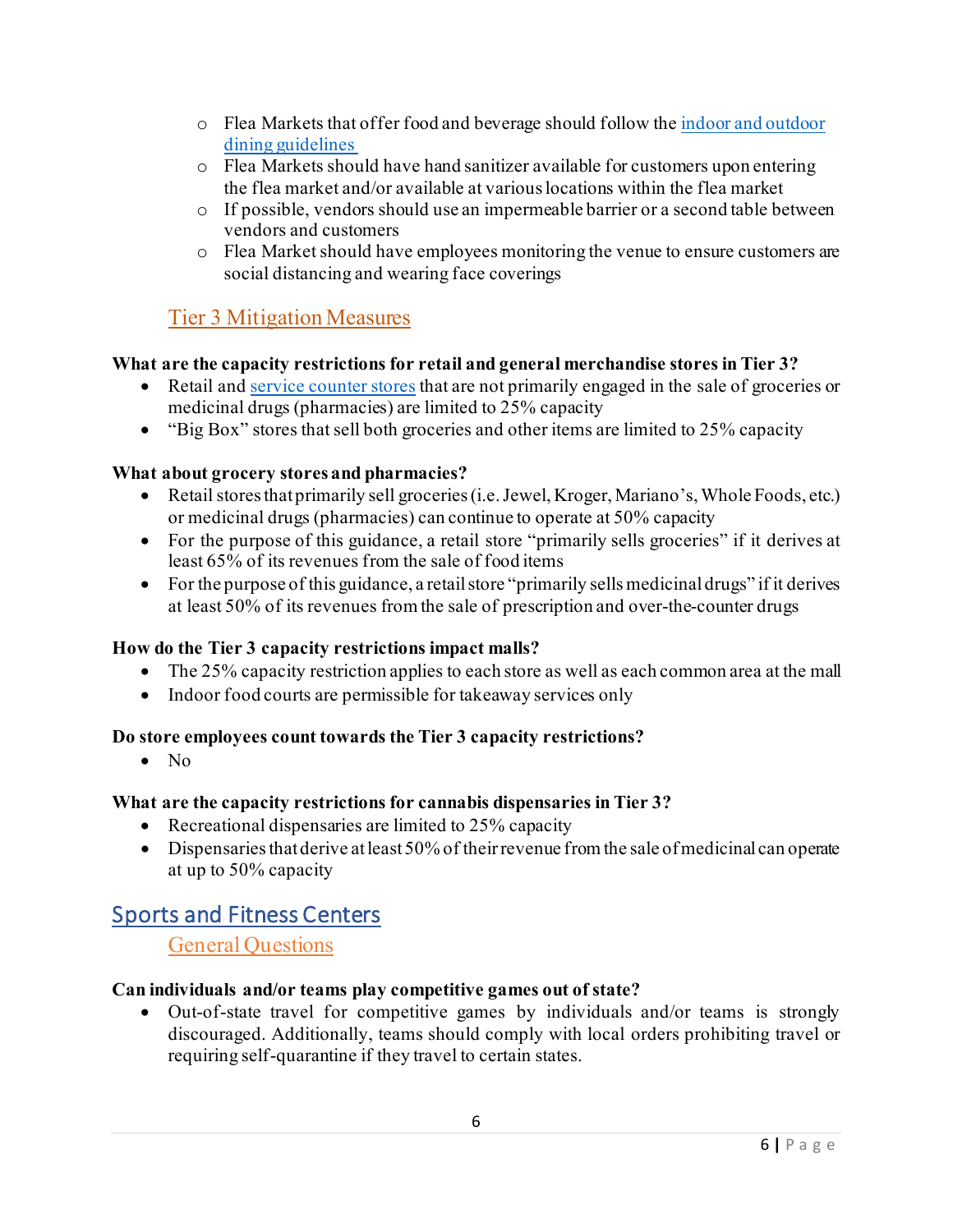- Flea Markets that offer food and beverage should follow the [indoor and outdoor dining guidelines](#)
- Flea Markets should have hand sanitizer available for customers upon entering the flea market and/or available at various locations within the flea market
- If possible, vendors should use an impermeable barrier or a second table between vendors and customers
- Flea Market should have employees monitoring the venue to ensure customers are social distancing and wearing face coverings

### Tier 3 Mitigation Measures

**What are the capacity restrictions for retail and general merchandise stores in Tier 3?**

- Retail and [service counter stores](#) that are not primarily engaged in the sale of groceries or medicinal drugs (pharmacies) are limited to 25% capacity
- "Big Box" stores that sell both groceries and other items are limited to 25% capacity

**What about grocery stores and pharmacies?**

- Retail stores that primarily sell groceries (i.e. Jewel, Kroger, Mariano's, Whole Foods, etc.) or medicinal drugs (pharmacies) can continue to operate at 50% capacity
- For the purpose of this guidance, a retail store "primarily sells groceries" if it derives at least 65% of its revenues from the sale of food items
- For the purpose of this guidance, a retail store "primarily sells medicinal drugs" if it derives at least 50% of its revenues from the sale of prescription and over-the-counter drugs

**How do the Tier 3 capacity restrictions impact malls?**

- The 25% capacity restriction applies to each store as well as each common area at the mall
- Indoor food courts are permissible for takeaway services only

**Do store employees count towards the Tier 3 capacity restrictions?**

- No

**What are the capacity restrictions for cannabis dispensaries in Tier 3?**

- Recreational dispensaries are limited to 25% capacity
- Dispensaries that derive at least 50% of their revenue from the sale of medicinal can operate at up to 50% capacity

## Sports and Fitness Centers

### General Questions

**Can individuals and/or teams play competitive games out of state?**

- Out-of-state travel for competitive games by individuals and/or teams is strongly discouraged. Additionally, teams should comply with local orders prohibiting travel or requiring self-quarantine if they travel to certain states.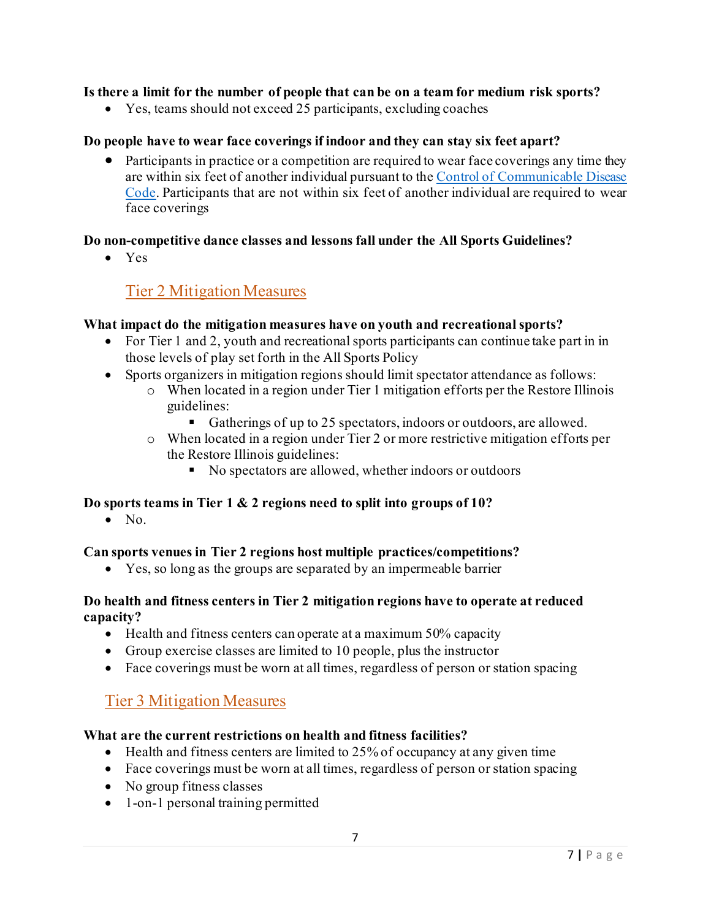**Is there a limit for the number of people that can be on a team for medium risk sports?**

- Yes, teams should not exceed 25 participants, excluding coaches

**Do people have to wear face coverings if indoor and they can stay six feet apart?**

- Participants in practice or a competition are required to wear face coverings any time they are within six feet of another individual pursuant to the [Control of Communicable Disease Code](). Participants that are not within six feet of another individual are required to wear face coverings

**Do non-competitive dance classes and lessons fall under the All Sports Guidelines?**

- Yes

## Tier 2 Mitigation Measures

**What impact do the mitigation measures have on youth and recreational sports?**

- For Tier 1 and 2, youth and recreational sports participants can continue take part in in those levels of play set forth in the All Sports Policy
- Sports organizers in mitigation regions should limit spectator attendance as follows:
  - When located in a region under Tier 1 mitigation efforts per the Restore Illinois guidelines:
    - Gatherings of up to 25 spectators, indoors or outdoors, are allowed.
  - When located in a region under Tier 2 or more restrictive mitigation efforts per the Restore Illinois guidelines:
    - No spectators are allowed, whether indoors or outdoors

**Do sports teams in Tier 1 & 2 regions need to split into groups of 10?**

- No.

**Can sports venues in Tier 2 regions host multiple practices/competitions?**

- Yes, so long as the groups are separated by an impermeable barrier

**Do health and fitness centers in Tier 2 mitigation regions have to operate at reduced capacity?**

- Health and fitness centers can operate at a maximum 50% capacity
- Group exercise classes are limited to 10 people, plus the instructor
- Face coverings must be worn at all times, regardless of person or station spacing

## Tier 3 Mitigation Measures

**What are the current restrictions on health and fitness facilities?**

- Health and fitness centers are limited to 25% of occupancy at any given time
- Face coverings must be worn at all times, regardless of person or station spacing
- No group fitness classes
- 1-on-1 personal training permitted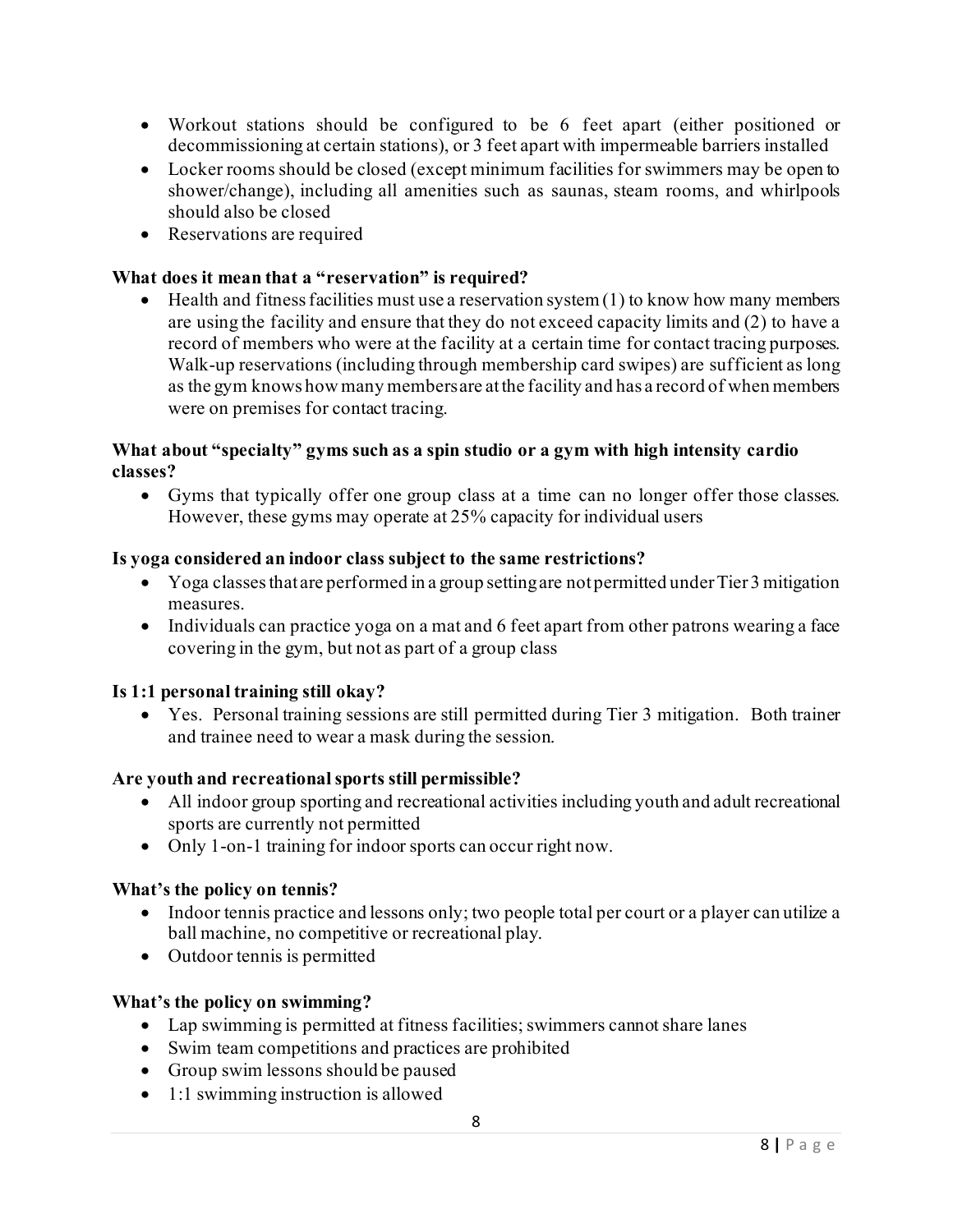- Workout stations should be configured to be 6 feet apart (either positioned or decommissioning at certain stations), or 3 feet apart with impermeable barriers installed
- Locker rooms should be closed (except minimum facilities for swimmers may be open to shower/change), including all amenities such as saunas, steam rooms, and whirlpools should also be closed
- Reservations are required

**What does it mean that a "reservation" is required?**

- Health and fitness facilities must use a reservation system (1) to know how many members are using the facility and ensure that they do not exceed capacity limits and (2) to have a record of members who were at the facility at a certain time for contact tracing purposes. Walk-up reservations (including through membership card swipes) are sufficient as long as the gym knows how many members are at the facility and has a record of when members were on premises for contact tracing.

**What about "specialty" gyms such as a spin studio or a gym with high intensity cardio classes?**

- Gyms that typically offer one group class at a time can no longer offer those classes. However, these gyms may operate at 25% capacity for individual users

**Is yoga considered an indoor class subject to the same restrictions?**

- Yoga classes that are performed in a group setting are not permitted under Tier 3 mitigation measures.
- Individuals can practice yoga on a mat and 6 feet apart from other patrons wearing a face covering in the gym, but not as part of a group class

**Is 1:1 personal training still okay?**

- Yes. Personal training sessions are still permitted during Tier 3 mitigation. Both trainer and trainee need to wear a mask during the session.

**Are youth and recreational sports still permissible?**

- All indoor group sporting and recreational activities including youth and adult recreational sports are currently not permitted
- Only 1-on-1 training for indoor sports can occur right now.

**What's the policy on tennis?**

- Indoor tennis practice and lessons only; two people total per court or a player can utilize a ball machine, no competitive or recreational play.
- Outdoor tennis is permitted

**What's the policy on swimming?**

- Lap swimming is permitted at fitness facilities; swimmers cannot share lanes
- Swim team competitions and practices are prohibited
- Group swim lessons should be paused
- 1:1 swimming instruction is allowed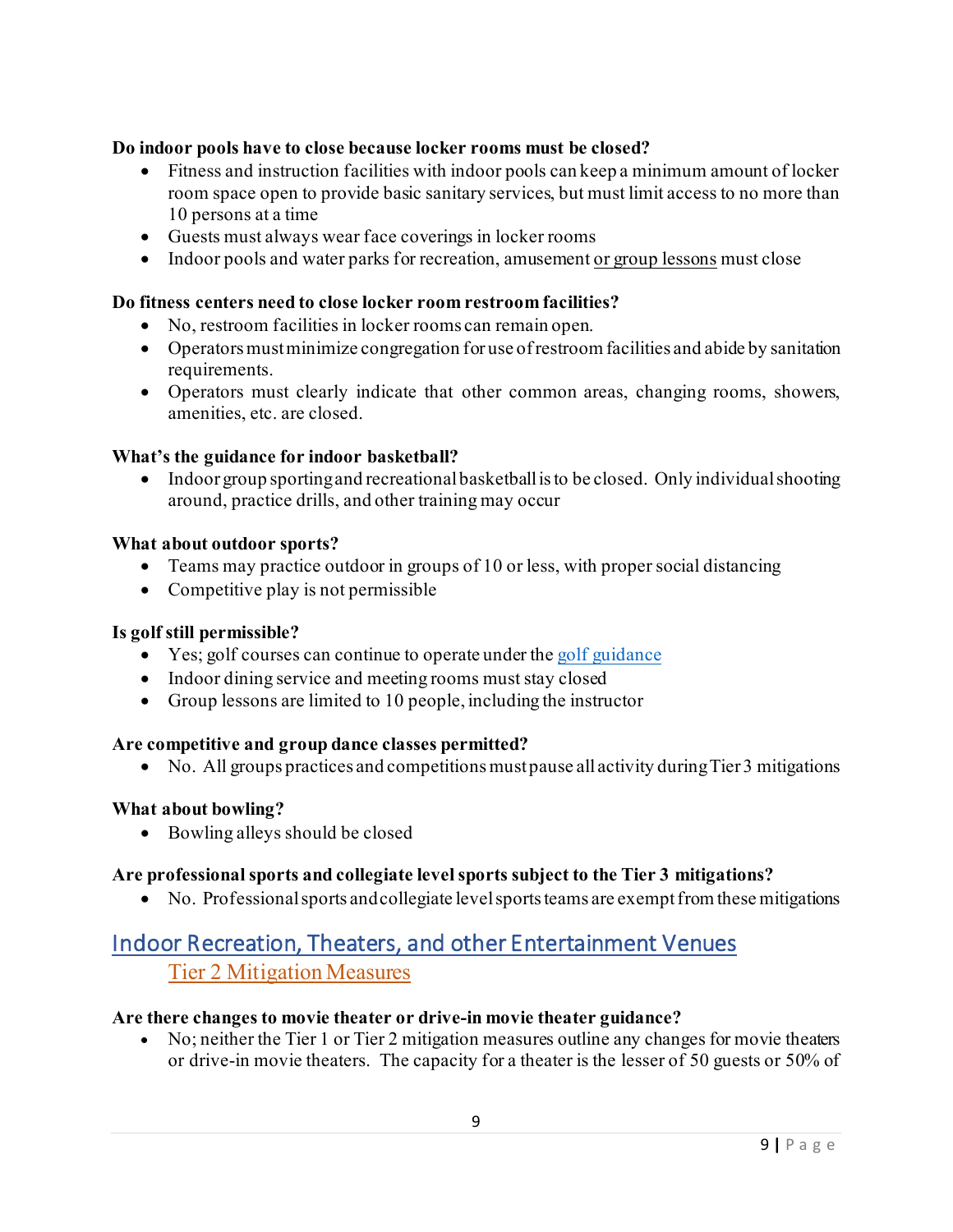**Do indoor pools have to close because locker rooms must be closed?**

- Fitness and instruction facilities with indoor pools can keep a minimum amount of locker room space open to provide basic sanitary services, but must limit access to no more than 10 persons at a time
- Guests must always wear face coverings in locker rooms
- Indoor pools and water parks for recreation, amusement or group lessons must close

**Do fitness centers need to close locker room restroom facilities?**

- No, restroom facilities in locker rooms can remain open.
- Operators must minimize congregation for use of restroom facilities and abide by sanitation requirements.
- Operators must clearly indicate that other common areas, changing rooms, showers, amenities, etc. are closed.

**What's the guidance for indoor basketball?**

- Indoor group sporting and recreational basketball is to be closed. Only individual shooting around, practice drills, and other training may occur

**What about outdoor sports?**

- Teams may practice outdoor in groups of 10 or less, with proper social distancing
- Competitive play is not permissible

**Is golf still permissible?**

- Yes; golf courses can continue to operate under the golf guidance
- Indoor dining service and meeting rooms must stay closed
- Group lessons are limited to 10 people, including the instructor

**Are competitive and group dance classes permitted?**

- No. All groups practices and competitions must pause all activity during Tier 3 mitigations

**What about bowling?**

- Bowling alleys should be closed

**Are professional sports and collegiate level sports subject to the Tier 3 mitigations?**

- No. Professional sports and collegiate level sports teams are exempt from these mitigations

## Indoor Recreation, Theaters, and other Entertainment Venues

### Tier 2 Mitigation Measures

**Are there changes to movie theater or drive-in movie theater guidance?**

- No; neither the Tier 1 or Tier 2 mitigation measures outline any changes for movie theaters or drive-in movie theaters. The capacity for a theater is the lesser of 50 guests or 50% of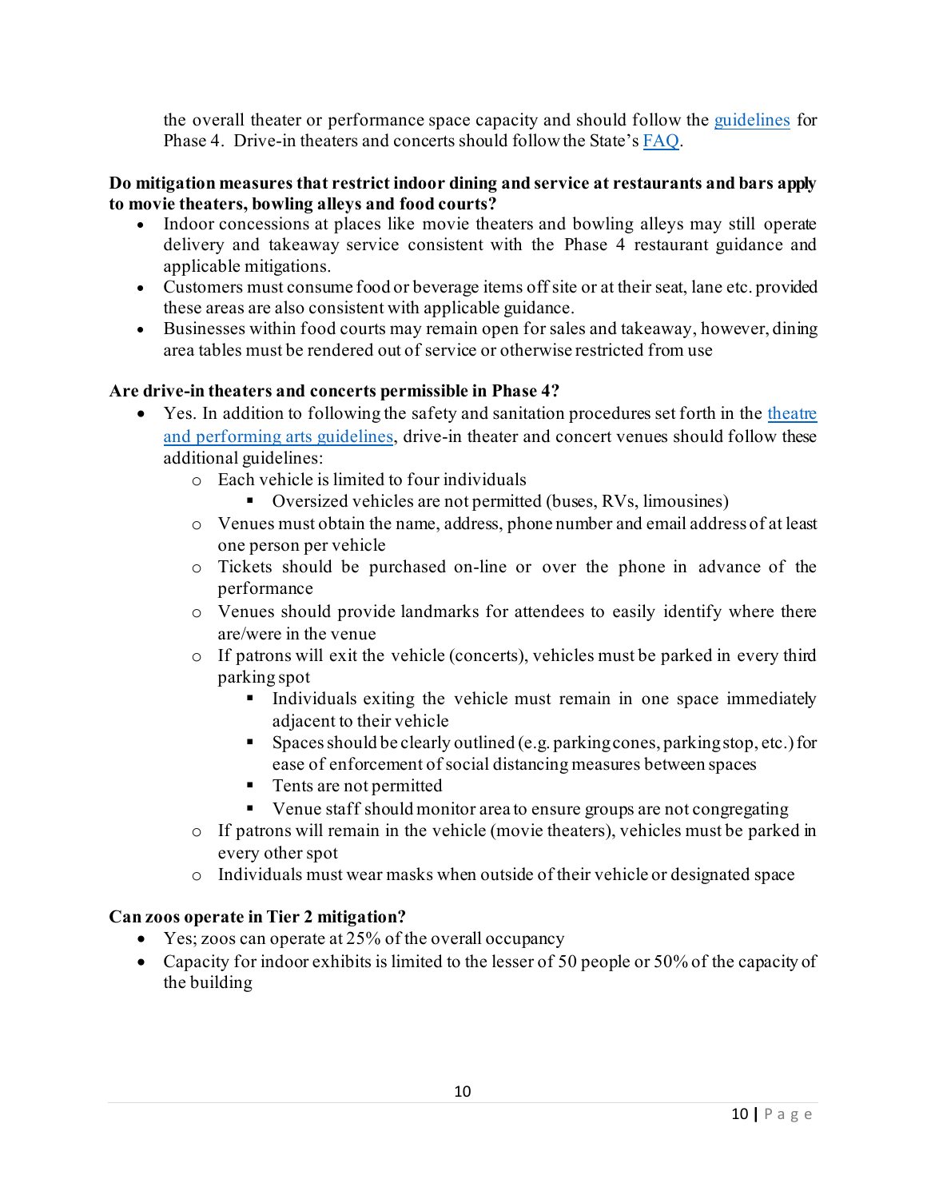the overall theater or performance space capacity and should follow the [guidelines](#) for Phase 4. Drive-in theaters and concerts should follow the State's [FAQ](#).

**Do mitigation measures that restrict indoor dining and service at restaurants and bars apply to movie theaters, bowling alleys and food courts?**

- Indoor concessions at places like movie theaters and bowling alleys may still operate delivery and takeaway service consistent with the Phase 4 restaurant guidance and applicable mitigations.
- Customers must consume food or beverage items off site or at their seat, lane etc. provided these areas are also consistent with applicable guidance.
- Businesses within food courts may remain open for sales and takeaway, however, dining area tables must be rendered out of service or otherwise restricted from use

**Are drive-in theaters and concerts permissible in Phase 4?**

- Yes. In addition to following the safety and sanitation procedures set forth in the [theatre and performing arts guidelines](#), drive-in theater and concert venues should follow these additional guidelines:
  - Each vehicle is limited to four individuals
    - Oversized vehicles are not permitted (buses, RVs, limousines)
  - Venues must obtain the name, address, phone number and email address of at least one person per vehicle
  - Tickets should be purchased on-line or over the phone in advance of the performance
  - Venues should provide landmarks for attendees to easily identify where there are/were in the venue
  - If patrons will exit the vehicle (concerts), vehicles must be parked in every third parking spot
    - Individuals exiting the vehicle must remain in one space immediately adjacent to their vehicle
    - Spaces should be clearly outlined (e.g. parking cones, parking stop, etc.) for ease of enforcement of social distancing measures between spaces
    - Tents are not permitted
    - Venue staff should monitor area to ensure groups are not congregating
  - If patrons will remain in the vehicle (movie theaters), vehicles must be parked in every other spot
  - Individuals must wear masks when outside of their vehicle or designated space

**Can zoos operate in Tier 2 mitigation?**

- Yes; zoos can operate at 25% of the overall occupancy
- Capacity for indoor exhibits is limited to the lesser of 50 people or 50% of the capacity of the building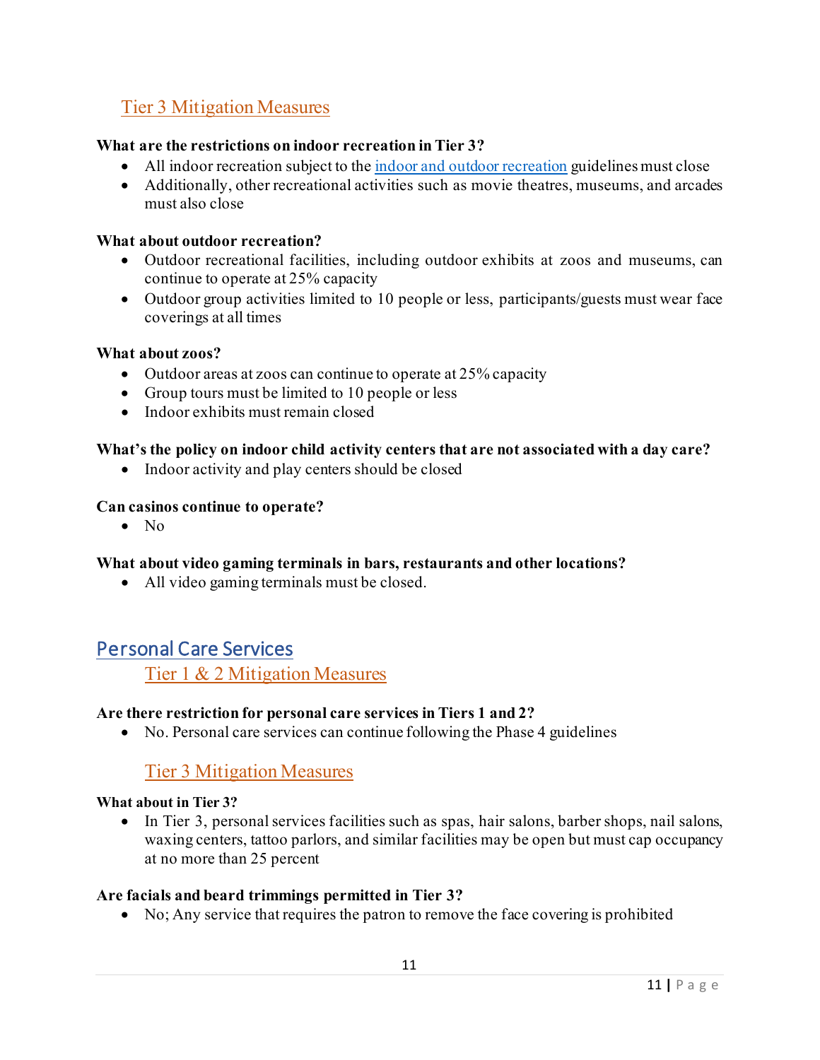### Tier 3 Mitigation Measures

**What are the restrictions on indoor recreation in Tier 3?**

- All indoor recreation subject to the [indoor and outdoor recreation]() guidelines must close
- Additionally, other recreational activities such as movie theatres, museums, and arcades must also close

**What about outdoor recreation?**

- Outdoor recreational facilities, including outdoor exhibits at zoos and museums, can continue to operate at 25% capacity
- Outdoor group activities limited to 10 people or less, participants/guests must wear face coverings at all times

**What about zoos?**

- Outdoor areas at zoos can continue to operate at 25% capacity
- Group tours must be limited to 10 people or less
- Indoor exhibits must remain closed

**What's the policy on indoor child activity centers that are not associated with a day care?**

- Indoor activity and play centers should be closed

**Can casinos continue to operate?**

- No

**What about video gaming terminals in bars, restaurants and other locations?**

- All video gaming terminals must be closed.

## Personal Care Services

### Tier 1 & 2 Mitigation Measures

**Are there restriction for personal care services in Tiers 1 and 2?**

- No. Personal care services can continue following the Phase 4 guidelines

### Tier 3 Mitigation Measures

**What about in Tier 3?**

- In Tier 3, personal services facilities such as spas, hair salons, barber shops, nail salons, waxing centers, tattoo parlors, and similar facilities may be open but must cap occupancy at no more than 25 percent

**Are facials and beard trimmings permitted in Tier 3?**

- No; Any service that requires the patron to remove the face covering is prohibited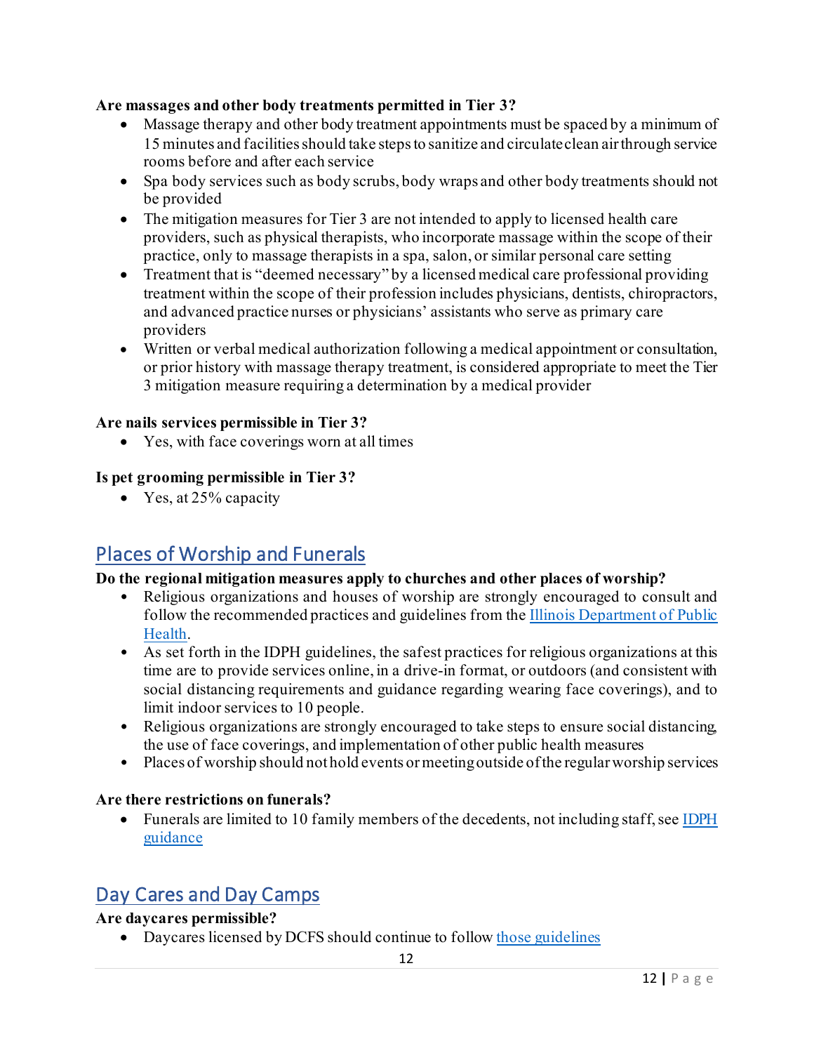**Are massages and other body treatments permitted in Tier 3?**

- Massage therapy and other body treatment appointments must be spaced by a minimum of 15 minutes and facilities should take steps to sanitize and circulate clean air through service rooms before and after each service
- Spa body services such as body scrubs, body wraps and other body treatments should not be provided
- The mitigation measures for Tier 3 are not intended to apply to licensed health care providers, such as physical therapists, who incorporate massage within the scope of their practice, only to massage therapists in a spa, salon, or similar personal care setting
- Treatment that is "deemed necessary" by a licensed medical care professional providing treatment within the scope of their profession includes physicians, dentists, chiropractors, and advanced practice nurses or physicians' assistants who serve as primary care providers
- Written or verbal medical authorization following a medical appointment or consultation, or prior history with massage therapy treatment, is considered appropriate to meet the Tier 3 mitigation measure requiring a determination by a medical provider

**Are nails services permissible in Tier 3?**

- Yes, with face coverings worn at all times

**Is pet grooming permissible in Tier 3?**

- Yes, at 25% capacity

## Places of Worship and Funerals

**Do the regional mitigation measures apply to churches and other places of worship?**

- Religious organizations and houses of worship are strongly encouraged to consult and follow the recommended practices and guidelines from the Illinois Department of Public Health.
- As set forth in the IDPH guidelines, the safest practices for religious organizations at this time are to provide services online, in a drive-in format, or outdoors (and consistent with social distancing requirements and guidance regarding wearing face coverings), and to limit indoor services to 10 people.
- Religious organizations are strongly encouraged to take steps to ensure social distancing, the use of face coverings, and implementation of other public health measures
- Places of worship should not hold events or meeting outside of the regular worship services

**Are there restrictions on funerals?**

- Funerals are limited to 10 family members of the decedents, not including staff, see IDPH guidance

## Day Cares and Day Camps

**Are daycares permissible?**

- Daycares licensed by DCFS should continue to follow those guidelines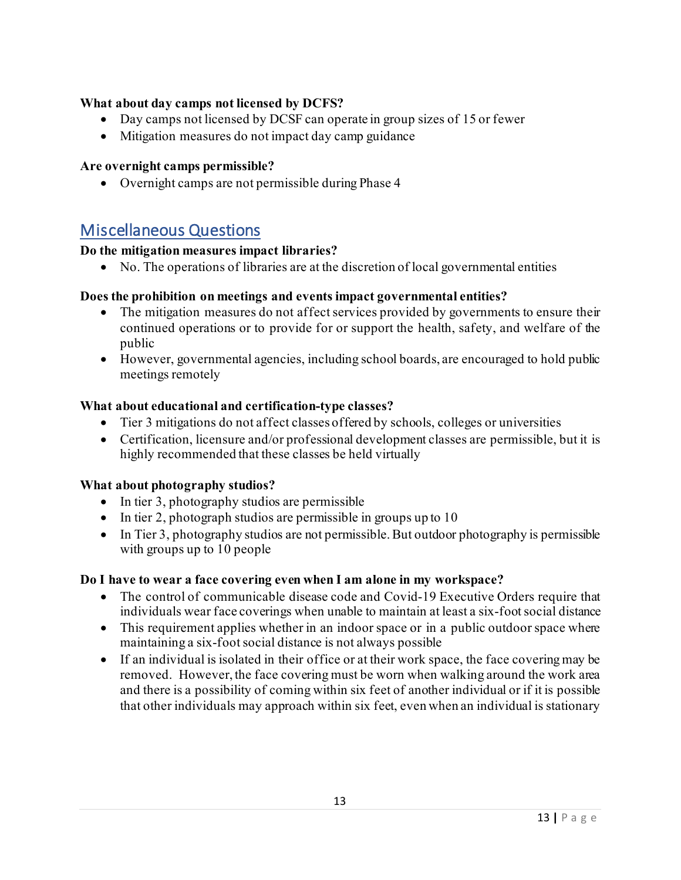**What about day camps not licensed by DCFS?**

- Day camps not licensed by DCSF can operate in group sizes of 15 or fewer
- Mitigation measures do not impact day camp guidance

**Are overnight camps permissible?**

- Overnight camps are not permissible during Phase 4

## Miscellaneous Questions

**Do the mitigation measures impact libraries?**

- No. The operations of libraries are at the discretion of local governmental entities

**Does the prohibition on meetings and events impact governmental entities?**

- The mitigation measures do not affect services provided by governments to ensure their continued operations or to provide for or support the health, safety, and welfare of the public
- However, governmental agencies, including school boards, are encouraged to hold public meetings remotely

**What about educational and certification-type classes?**

- Tier 3 mitigations do not affect classes offered by schools, colleges or universities
- Certification, licensure and/or professional development classes are permissible, but it is highly recommended that these classes be held virtually

**What about photography studios?**

- In tier 3, photography studios are permissible
- In tier 2, photograph studios are permissible in groups up to 10
- In Tier 3, photography studios are not permissible. But outdoor photography is permissible with groups up to 10 people

**Do I have to wear a face covering even when I am alone in my workspace?**

- The control of communicable disease code and Covid-19 Executive Orders require that individuals wear face coverings when unable to maintain at least a six-foot social distance
- This requirement applies whether in an indoor space or in a public outdoor space where maintaining a six-foot social distance is not always possible
- If an individual is isolated in their office or at their work space, the face covering may be removed. However, the face covering must be worn when walking around the work area and there is a possibility of coming within six feet of another individual or if it is possible that other individuals may approach within six feet, even when an individual is stationary